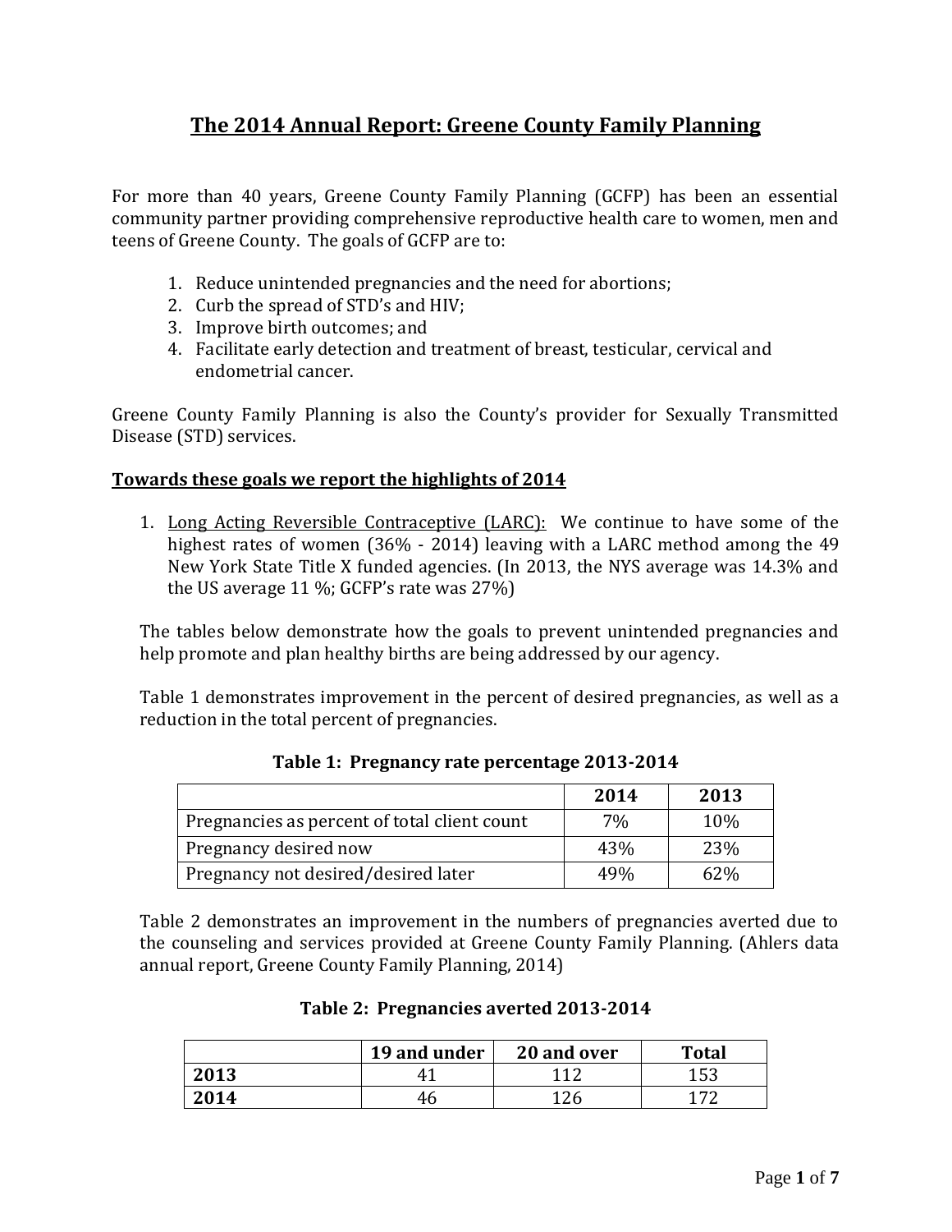# The 2014 Annual Report: Greene County Family Planning

For more than 40 years, Greene County Family Planning (GCFP) has been an essential community partner providing comprehensive reproductive health care to women, men and teens of Greene County. The goals of GCFP are to:

1. Reduce unintended pregnancies and the need for abortions;
2. Curb the spread of STD's and HIV;
3. Improve birth outcomes; and
4. Facilitate early detection and treatment of breast, testicular, cervical and endometrial cancer.

Greene County Family Planning is also the County's provider for Sexually Transmitted Disease (STD) services.

## Towards these goals we report the highlights of 2014

1. Long Acting Reversible Contraceptive (LARC): We continue to have some of the highest rates of women (36% - 2014) leaving with a LARC method among the 49 New York State Title X funded agencies. (In 2013, the NYS average was 14.3% and the US average 11 %; GCFP's rate was 27%)

The tables below demonstrate how the goals to prevent unintended pregnancies and help promote and plan healthy births are being addressed by our agency.

Table 1 demonstrates improvement in the percent of desired pregnancies, as well as a reduction in the total percent of pregnancies.

**Table 1: Pregnancy rate percentage 2013-2014**

| | 2014 | 2013 |
|---|---|---|
| Pregnancies as percent of total client count | 7% | 10% |
| Pregnancy desired now | 43% | 23% |
| Pregnancy not desired/desired later | 49% | 62% |

Table 2 demonstrates an improvement in the numbers of pregnancies averted due to the counseling and services provided at Greene County Family Planning. (Ahlers data annual report, Greene County Family Planning, 2014)

**Table 2: Pregnancies averted 2013-2014**

| | 19 and under | 20 and over | Total |
|---|---|---|---|
| **2013** | 41 | 112 | 153 |
| **2014** | 46 | 126 | 172 |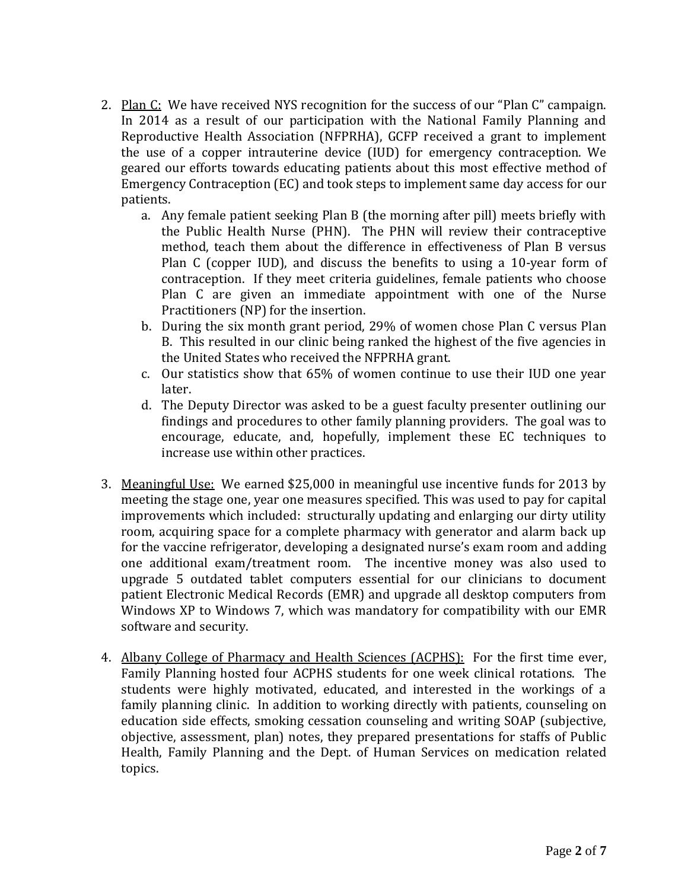2. <u>Plan C:</u> We have received NYS recognition for the success of our "Plan C" campaign. In 2014 as a result of our participation with the National Family Planning and Reproductive Health Association (NFPRHA), GCFP received a grant to implement the use of a copper intrauterine device (IUD) for emergency contraception. We geared our efforts towards educating patients about this most effective method of Emergency Contraception (EC) and took steps to implement same day access for our patients.
   a. Any female patient seeking Plan B (the morning after pill) meets briefly with the Public Health Nurse (PHN). The PHN will review their contraceptive method, teach them about the difference in effectiveness of Plan B versus Plan C (copper IUD), and discuss the benefits to using a 10-year form of contraception. If they meet criteria guidelines, female patients who choose Plan C are given an immediate appointment with one of the Nurse Practitioners (NP) for the insertion.
   b. During the six month grant period, 29% of women chose Plan C versus Plan B. This resulted in our clinic being ranked the highest of the five agencies in the United States who received the NFPRHA grant.
   c. Our statistics show that 65% of women continue to use their IUD one year later.
   d. The Deputy Director was asked to be a guest faculty presenter outlining our findings and procedures to other family planning providers. The goal was to encourage, educate, and, hopefully, implement these EC techniques to increase use within other practices.

3. <u>Meaningful Use:</u> We earned $25,000 in meaningful use incentive funds for 2013 by meeting the stage one, year one measures specified. This was used to pay for capital improvements which included: structurally updating and enlarging our dirty utility room, acquiring space for a complete pharmacy with generator and alarm back up for the vaccine refrigerator, developing a designated nurse's exam room and adding one additional exam/treatment room. The incentive money was also used to upgrade 5 outdated tablet computers essential for our clinicians to document patient Electronic Medical Records (EMR) and upgrade all desktop computers from Windows XP to Windows 7, which was mandatory for compatibility with our EMR software and security.

4. <u>Albany College of Pharmacy and Health Sciences (ACPHS):</u> For the first time ever, Family Planning hosted four ACPHS students for one week clinical rotations. The students were highly motivated, educated, and interested in the workings of a family planning clinic. In addition to working directly with patients, counseling on education side effects, smoking cessation counseling and writing SOAP (subjective, objective, assessment, plan) notes, they prepared presentations for staffs of Public Health, Family Planning and the Dept. of Human Services on medication related topics.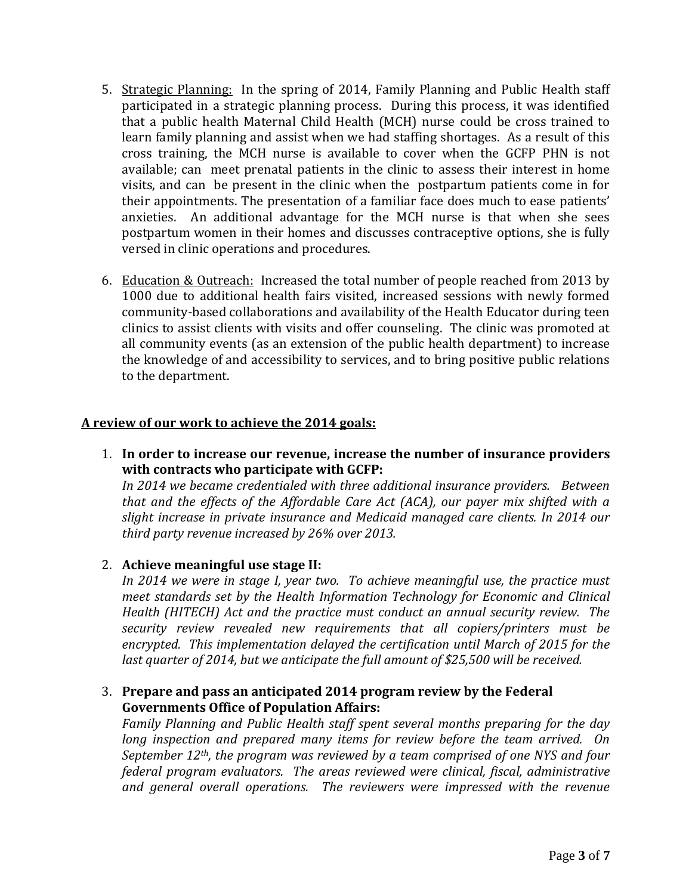5. <u>Strategic Planning:</u> In the spring of 2014, Family Planning and Public Health staff participated in a strategic planning process. During this process, it was identified that a public health Maternal Child Health (MCH) nurse could be cross trained to learn family planning and assist when we had staffing shortages. As a result of this cross training, the MCH nurse is available to cover when the GCFP PHN is not available; can meet prenatal patients in the clinic to assess their interest in home visits, and can be present in the clinic when the postpartum patients come in for their appointments. The presentation of a familiar face does much to ease patients' anxieties. An additional advantage for the MCH nurse is that when she sees postpartum women in their homes and discusses contraceptive options, she is fully versed in clinic operations and procedures.

6. <u>Education & Outreach:</u> Increased the total number of people reached from 2013 by 1000 due to additional health fairs visited, increased sessions with newly formed community-based collaborations and availability of the Health Educator during teen clinics to assist clients with visits and offer counseling. The clinic was promoted at all community events (as an extension of the public health department) to increase the knowledge of and accessibility to services, and to bring positive public relations to the department.

## <u>A review of our work to achieve the 2014 goals:</u>

1. **In order to increase our revenue, increase the number of insurance providers with contracts who participate with GCFP:**
   *In 2014 we became credentialed with three additional insurance providers. Between that and the effects of the Affordable Care Act (ACA), our payer mix shifted with a slight increase in private insurance and Medicaid managed care clients. In 2014 our third party revenue increased by 26% over 2013.*

2. **Achieve meaningful use stage II:**
   *In 2014 we were in stage I, year two. To achieve meaningful use, the practice must meet standards set by the Health Information Technology for Economic and Clinical Health (HITECH) Act and the practice must conduct an annual security review. The security review revealed new requirements that all copiers/printers must be encrypted. This implementation delayed the certification until March of 2015 for the last quarter of 2014, but we anticipate the full amount of $25,500 will be received.*

3. **Prepare and pass an anticipated 2014 program review by the Federal Governments Office of Population Affairs:**
   *Family Planning and Public Health staff spent several months preparing for the day long inspection and prepared many items for review before the team arrived. On September 12th, the program was reviewed by a team comprised of one NYS and four federal program evaluators. The areas reviewed were clinical, fiscal, administrative and general overall operations. The reviewers were impressed with the revenue*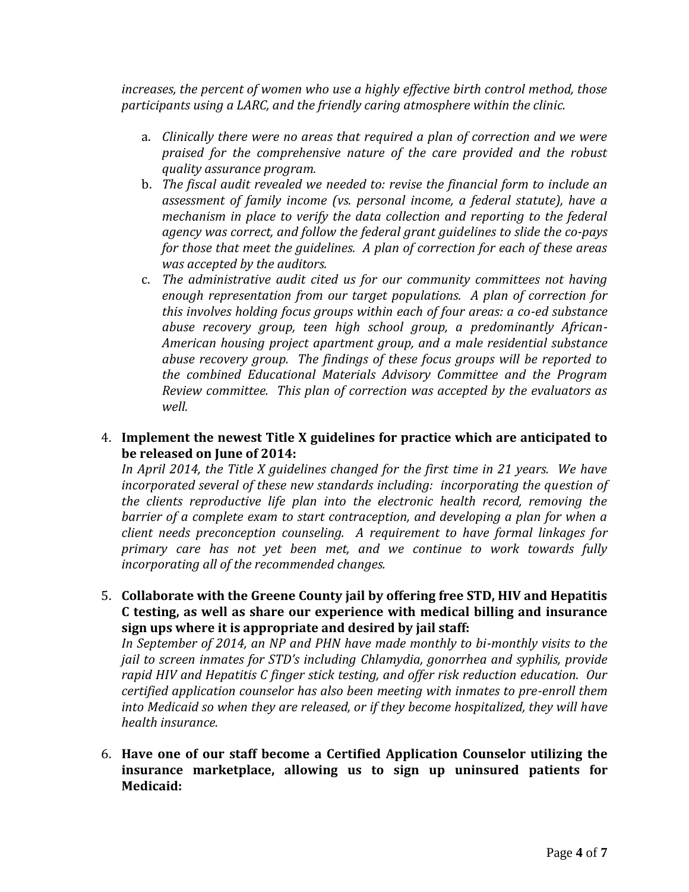*increases, the percent of women who use a highly effective birth control method, those participants using a LARC, and the friendly caring atmosphere within the clinic.*

a. *Clinically there were no areas that required a plan of correction and we were praised for the comprehensive nature of the care provided and the robust quality assurance program.*
b. *The fiscal audit revealed we needed to: revise the financial form to include an assessment of family income (vs. personal income, a federal statute), have a mechanism in place to verify the data collection and reporting to the federal agency was correct, and follow the federal grant guidelines to slide the co-pays for those that meet the guidelines. A plan of correction for each of these areas was accepted by the auditors.*
c. *The administrative audit cited us for our community committees not having enough representation from our target populations. A plan of correction for this involves holding focus groups within each of four areas: a co-ed substance abuse recovery group, teen high school group, a predominantly African-American housing project apartment group, and a male residential substance abuse recovery group. The findings of these focus groups will be reported to the combined Educational Materials Advisory Committee and the Program Review committee. This plan of correction was accepted by the evaluators as well.*

4. **Implement the newest Title X guidelines for practice which are anticipated to be released on June of 2014:**
*In April 2014, the Title X guidelines changed for the first time in 21 years. We have incorporated several of these new standards including: incorporating the question of the clients reproductive life plan into the electronic health record, removing the barrier of a complete exam to start contraception, and developing a plan for when a client needs preconception counseling. A requirement to have formal linkages for primary care has not yet been met, and we continue to work towards fully incorporating all of the recommended changes.*

5. **Collaborate with the Greene County jail by offering free STD, HIV and Hepatitis C testing, as well as share our experience with medical billing and insurance sign ups where it is appropriate and desired by jail staff:**
*In September of 2014, an NP and PHN have made monthly to bi-monthly visits to the jail to screen inmates for STD's including Chlamydia, gonorrhea and syphilis, provide rapid HIV and Hepatitis C finger stick testing, and offer risk reduction education. Our certified application counselor has also been meeting with inmates to pre-enroll them into Medicaid so when they are released, or if they become hospitalized, they will have health insurance.*

6. **Have one of our staff become a Certified Application Counselor utilizing the insurance marketplace, allowing us to sign up uninsured patients for Medicaid:**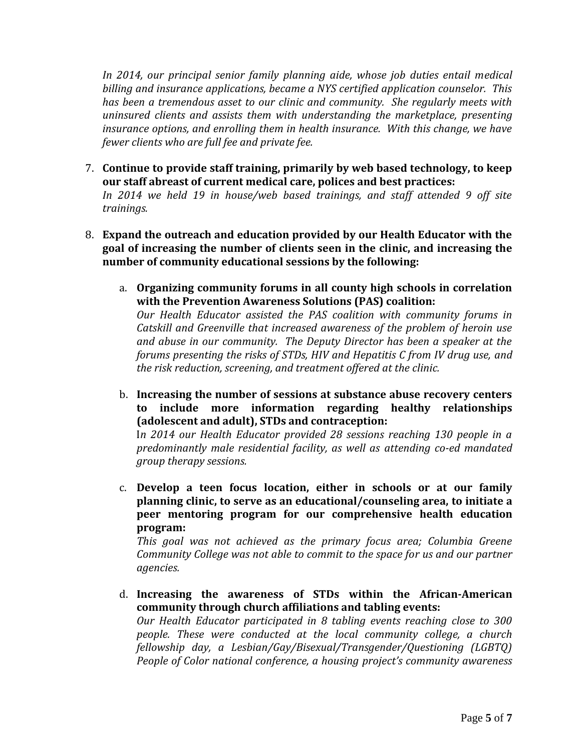*In 2014, our principal senior family planning aide, whose job duties entail medical billing and insurance applications, became a NYS certified application counselor. This has been a tremendous asset to our clinic and community. She regularly meets with uninsured clients and assists them with understanding the marketplace, presenting insurance options, and enrolling them in health insurance. With this change, we have fewer clients who are full fee and private fee.*

7. **Continue to provide staff training, primarily by web based technology, to keep our staff abreast of current medical care, polices and best practices:**
   *In 2014 we held 19 in house/web based trainings, and staff attended 9 off site trainings.*

8. **Expand the outreach and education provided by our Health Educator with the goal of increasing the number of clients seen in the clinic, and increasing the number of community educational sessions by the following:**

   a. **Organizing community forums in all county high schools in correlation with the Prevention Awareness Solutions (PAS) coalition:**
   *Our Health Educator assisted the PAS coalition with community forums in Catskill and Greenville that increased awareness of the problem of heroin use and abuse in our community. The Deputy Director has been a speaker at the forums presenting the risks of STDs, HIV and Hepatitis C from IV drug use, and the risk reduction, screening, and treatment offered at the clinic.*

   b. **Increasing the number of sessions at substance abuse recovery centers to include more information regarding healthy relationships (adolescent and adult), STDs and contraception:**
   I*n 2014 our Health Educator provided 28 sessions reaching 130 people in a predominantly male residential facility, as well as attending co-ed mandated group therapy sessions.*

   c. **Develop a teen focus location, either in schools or at our family planning clinic, to serve as an educational/counseling area, to initiate a peer mentoring program for our comprehensive health education program:**
   *This goal was not achieved as the primary focus area; Columbia Greene Community College was not able to commit to the space for us and our partner agencies.*

   d. **Increasing the awareness of STDs within the African-American community through church affiliations and tabling events:**
   *Our Health Educator participated in 8 tabling events reaching close to 300 people. These were conducted at the local community college, a church fellowship day, a Lesbian/Gay/Bisexual/Transgender/Questioning (LGBTQ) People of Color national conference, a housing project's community awareness*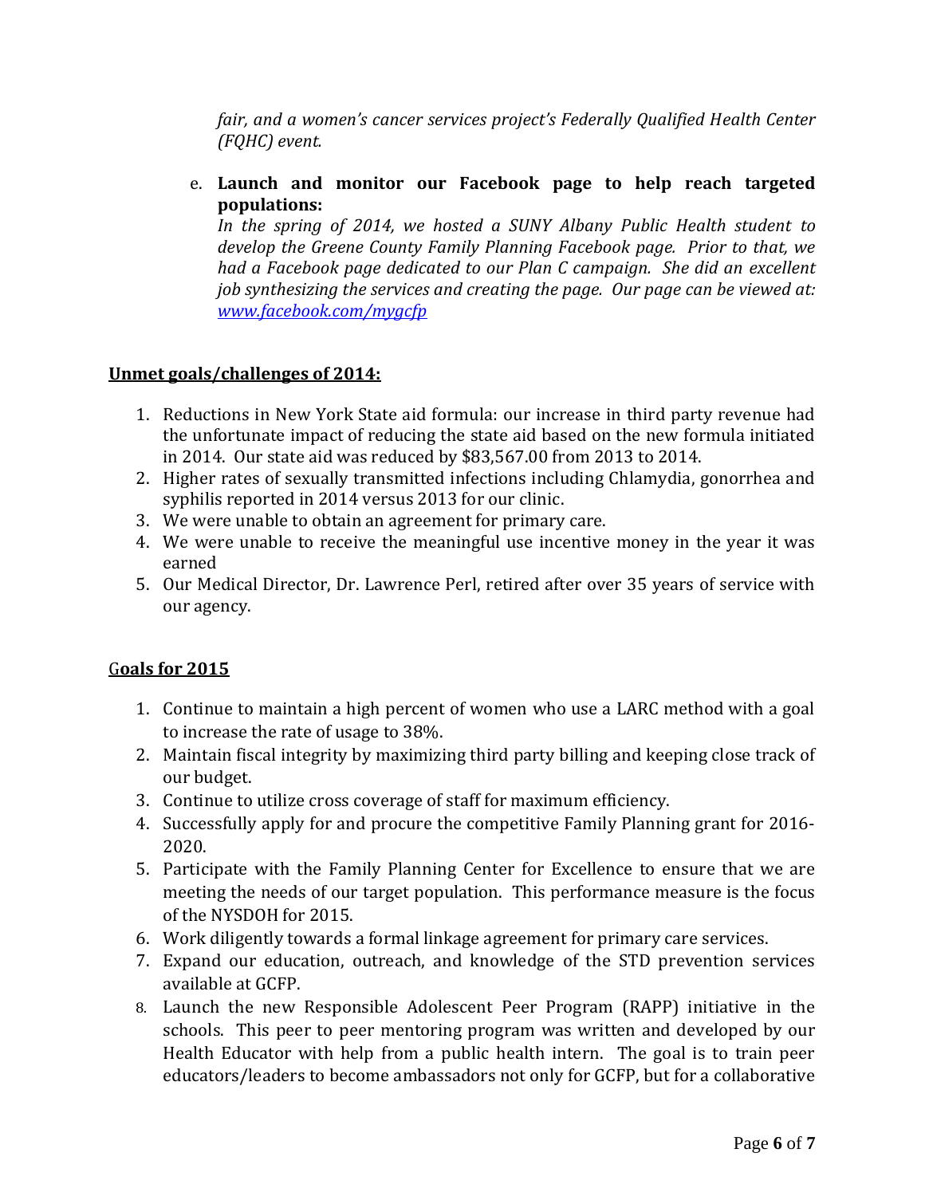*fair, and a women's cancer services project's Federally Qualified Health Center (FQHC) event.*

e. **Launch and monitor our Facebook page to help reach targeted populations:**
*In the spring of 2014, we hosted a SUNY Albany Public Health student to develop the Greene County Family Planning Facebook page. Prior to that, we had a Facebook page dedicated to our Plan C campaign. She did an excellent job synthesizing the services and creating the page. Our page can be viewed at: [www.facebook.com/mygcfp](www.facebook.com/mygcfp)*

**Unmet goals/challenges of 2014:**

1. Reductions in New York State aid formula: our increase in third party revenue had the unfortunate impact of reducing the state aid based on the new formula initiated in 2014. Our state aid was reduced by $83,567.00 from 2013 to 2014.
2. Higher rates of sexually transmitted infections including Chlamydia, gonorrhea and syphilis reported in 2014 versus 2013 for our clinic.
3. We were unable to obtain an agreement for primary care.
4. We were unable to receive the meaningful use incentive money in the year it was earned
5. Our Medical Director, Dr. Lawrence Perl, retired after over 35 years of service with our agency.

**Goals for 2015**

1. Continue to maintain a high percent of women who use a LARC method with a goal to increase the rate of usage to 38%.
2. Maintain fiscal integrity by maximizing third party billing and keeping close track of our budget.
3. Continue to utilize cross coverage of staff for maximum efficiency.
4. Successfully apply for and procure the competitive Family Planning grant for 2016-2020.
5. Participate with the Family Planning Center for Excellence to ensure that we are meeting the needs of our target population. This performance measure is the focus of the NYSDOH for 2015.
6. Work diligently towards a formal linkage agreement for primary care services.
7. Expand our education, outreach, and knowledge of the STD prevention services available at GCFP.
8. Launch the new Responsible Adolescent Peer Program (RAPP) initiative in the schools. This peer to peer mentoring program was written and developed by our Health Educator with help from a public health intern. The goal is to train peer educators/leaders to become ambassadors not only for GCFP, but for a collaborative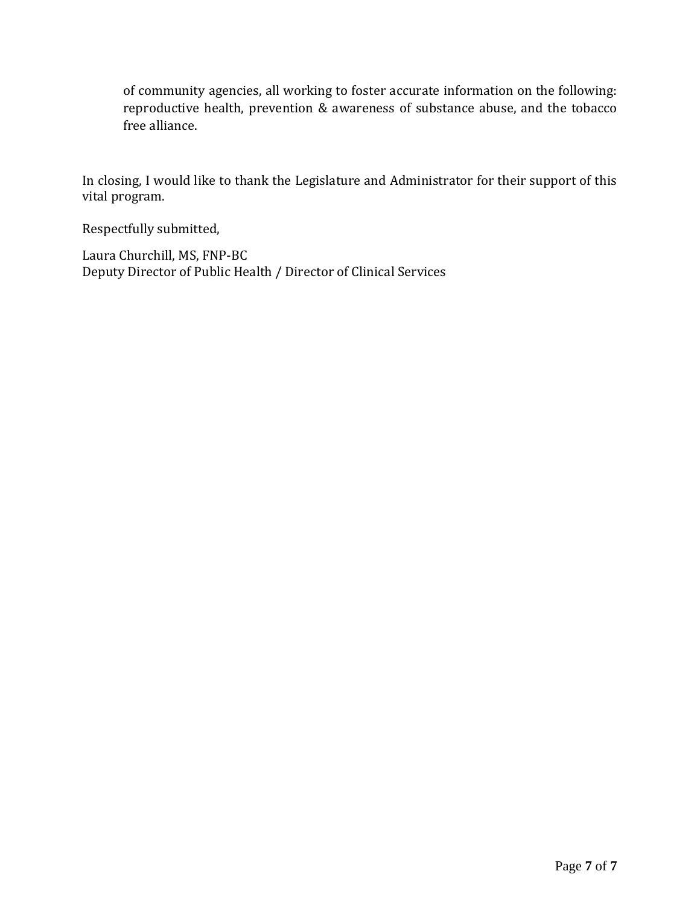of community agencies, all working to foster accurate information on the following: reproductive health, prevention & awareness of substance abuse, and the tobacco free alliance.

In closing, I would like to thank the Legislature and Administrator for their support of this vital program.

Respectfully submitted,

Laura Churchill, MS, FNP-BC
Deputy Director of Public Health / Director of Clinical Services